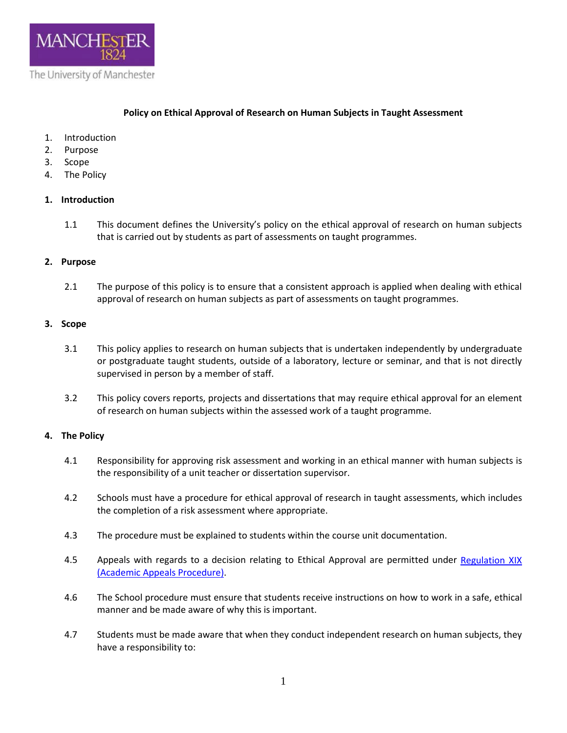MANCHESTER 1824

The University of Manchester

**Policy on Ethical Approval of Research on Human Subjects in Taught Assessment**

1. Introduction
2. Purpose
3. Scope
4. The Policy

## 1. Introduction

1.1 This document defines the University's policy on the ethical approval of research on human subjects that is carried out by students as part of assessments on taught programmes.

## 2. Purpose

2.1 The purpose of this policy is to ensure that a consistent approach is applied when dealing with ethical approval of research on human subjects as part of assessments on taught programmes.

## 3. Scope

3.1 This policy applies to research on human subjects that is undertaken independently by undergraduate or postgraduate taught students, outside of a laboratory, lecture or seminar, and that is not directly supervised in person by a member of staff.

3.2 This policy covers reports, projects and dissertations that may require ethical approval for an element of research on human subjects within the assessed work of a taught programme.

## 4. The Policy

4.1 Responsibility for approving risk assessment and working in an ethical manner with human subjects is the responsibility of a unit teacher or dissertation supervisor.

4.2 Schools must have a procedure for ethical approval of research in taught assessments, which includes the completion of a risk assessment where appropriate.

4.3 The procedure must be explained to students within the course unit documentation.

4.5 Appeals with regards to a decision relating to Ethical Approval are permitted under [Regulation XIX (Academic Appeals Procedure)](#).

4.6 The School procedure must ensure that students receive instructions on how to work in a safe, ethical manner and be made aware of why this is important.

4.7 Students must be made aware that when they conduct independent research on human subjects, they have a responsibility to: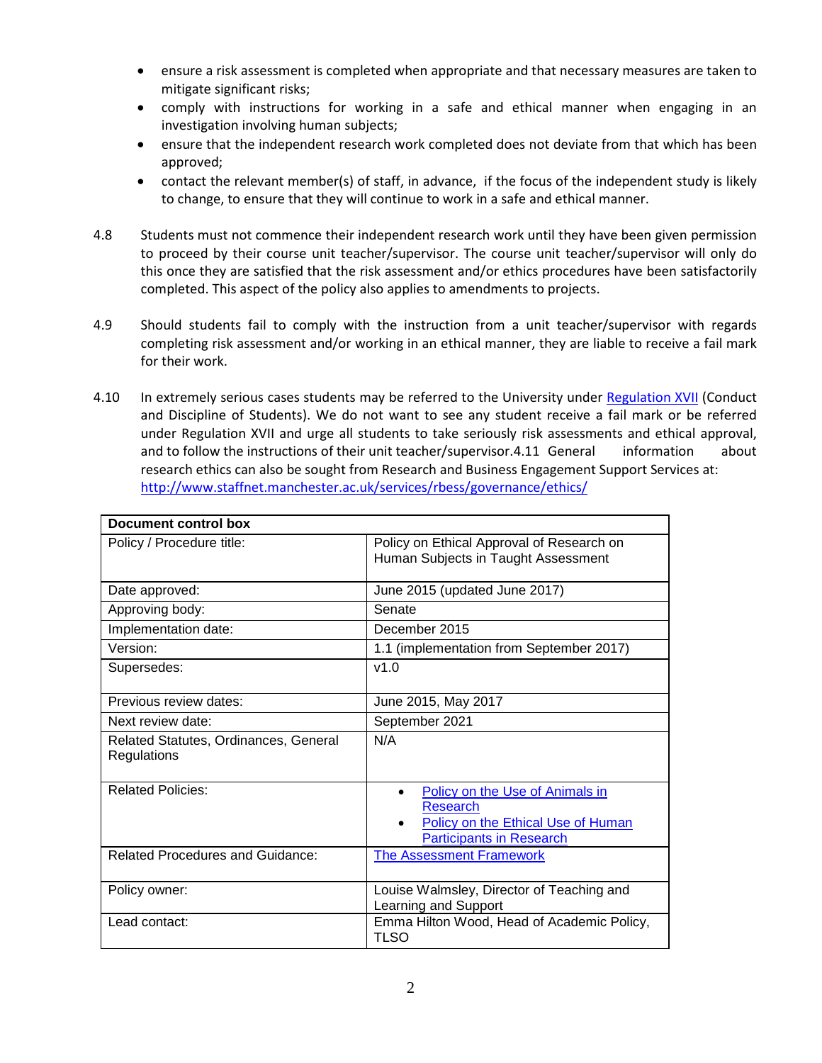- ensure a risk assessment is completed when appropriate and that necessary measures are taken to mitigate significant risks;
- comply with instructions for working in a safe and ethical manner when engaging in an investigation involving human subjects;
- ensure that the independent research work completed does not deviate from that which has been approved;
- contact the relevant member(s) of staff, in advance, if the focus of the independent study is likely to change, to ensure that they will continue to work in a safe and ethical manner.

4.8 Students must not commence their independent research work until they have been given permission to proceed by their course unit teacher/supervisor. The course unit teacher/supervisor will only do this once they are satisfied that the risk assessment and/or ethics procedures have been satisfactorily completed. This aspect of the policy also applies to amendments to projects.

4.9 Should students fail to comply with the instruction from a unit teacher/supervisor with regards completing risk assessment and/or working in an ethical manner, they are liable to receive a fail mark for their work.

4.10 In extremely serious cases students may be referred to the University under Regulation XVII (Conduct and Discipline of Students). We do not want to see any student receive a fail mark or be referred under Regulation XVII and urge all students to take seriously risk assessments and ethical approval, and to follow the instructions of their unit teacher/supervisor.4.11 General information about research ethics can also be sought from Research and Business Engagement Support Services at: http://www.staffnet.manchester.ac.uk/services/rbess/governance/ethics/

| Document control box | |
|---|---|
| Policy / Procedure title: | Policy on Ethical Approval of Research on Human Subjects in Taught Assessment |
| Date approved: | June 2015 (updated June 2017) |
| Approving body: | Senate |
| Implementation date: | December 2015 |
| Version: | 1.1 (implementation from September 2017) |
| Supersedes: | v1.0 |
| Previous review dates: | June 2015, May 2017 |
| Next review date: | September 2021 |
| Related Statutes, Ordinances, General Regulations | N/A |
| Related Policies: | • Policy on the Use of Animals in Research<br>• Policy on the Ethical Use of Human Participants in Research |
| Related Procedures and Guidance: | The Assessment Framework |
| Policy owner: | Louise Walmsley, Director of Teaching and Learning and Support |
| Lead contact: | Emma Hilton Wood, Head of Academic Policy, TLSO |